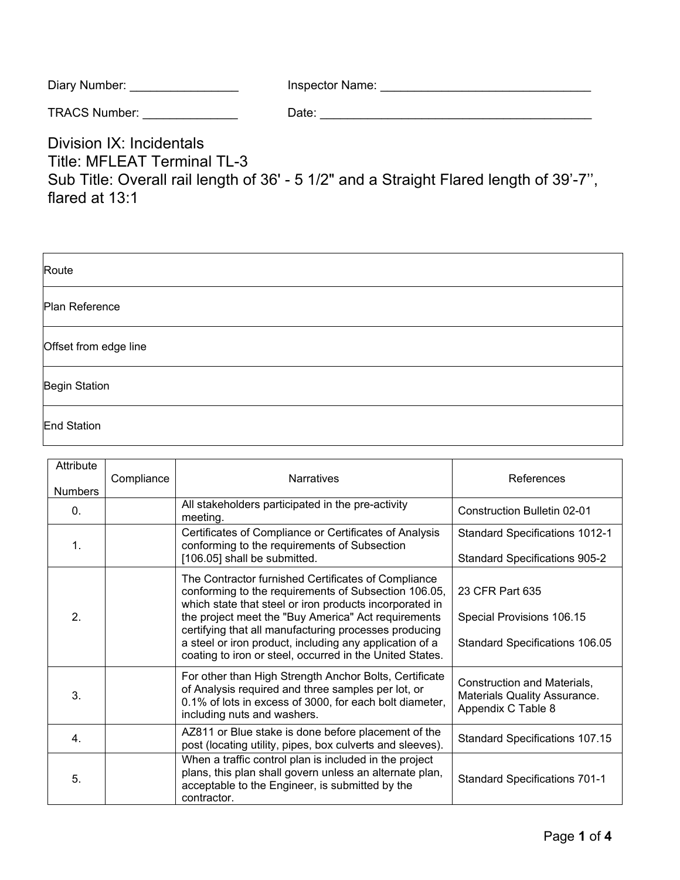Diary Number: ________________ Inspector Name: _______________________________

TRACS Number: ______________ Date: _________________________________________

# Division IX: Incidentals
# Title: MFLEAT Terminal TL-3
## Sub Title: Overall rail length of 36' - 5 1/2" and a Straight Flared length of 39’-7’’, flared at 13:1

| | |
|---|---|
| Route | |
| Plan Reference | |
| Offset from edge line | |
| Begin Station | |
| End Station | |

| Attribute Numbers | Compliance | Narratives | References |
|---|---|---|---|
| 0. | | All stakeholders participated in the pre-activity meeting. | Construction Bulletin 02-01 |
| 1. | | Certificates of Compliance or Certificates of Analysis conforming to the requirements of Subsection [106.05] shall be submitted. | Standard Specifications 1012-1<br><br>Standard Specifications 905-2 |
| 2. | | The Contractor furnished Certificates of Compliance conforming to the requirements of Subsection 106.05, which state that steel or iron products incorporated in the project meet the "Buy America" Act requirements certifying that all manufacturing processes producing a steel or iron product, including any application of a coating to iron or steel, occurred in the United States. | 23 CFR Part 635<br><br>Special Provisions 106.15<br><br>Standard Specifications 106.05 |
| 3. | | For other than High Strength Anchor Bolts, Certificate of Analysis required and three samples per lot, or 0.1% of lots in excess of 3000, for each bolt diameter, including nuts and washers. | Construction and Materials, Materials Quality Assurance. Appendix C Table 8 |
| 4. | | AZ811 or Blue stake is done before placement of the post (locating utility, pipes, box culverts and sleeves). | Standard Specifications 107.15 |
| 5. | | When a traffic control plan is included in the project plans, this plan shall govern unless an alternate plan, acceptable to the Engineer, is submitted by the contractor. | Standard Specifications 701-1 |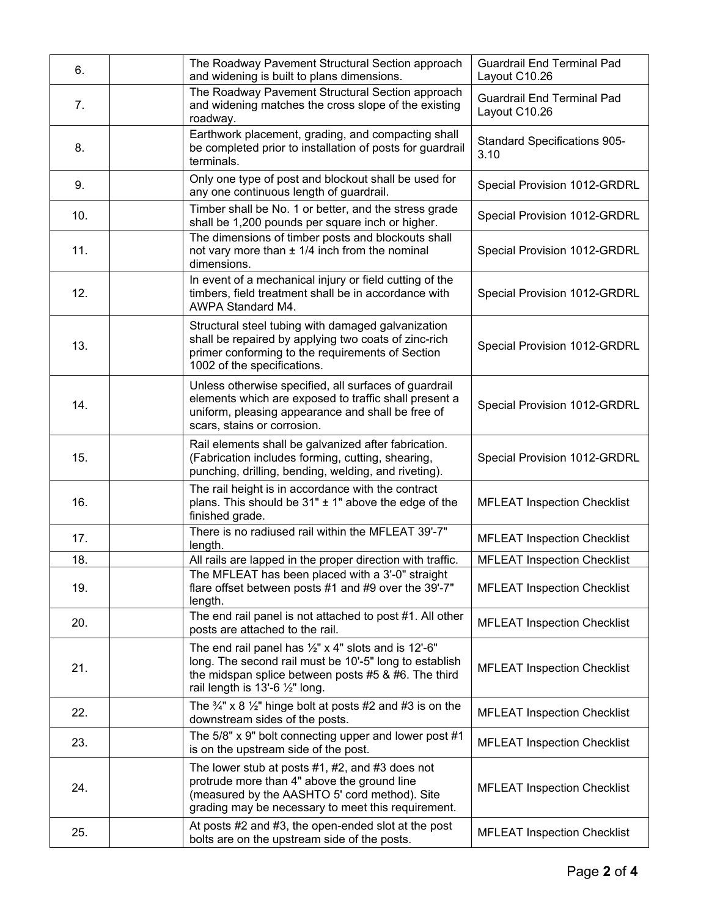| | | | |
|---|---|---|---|
| 6. | | The Roadway Pavement Structural Section approach and widening is built to plans dimensions. | Guardrail End Terminal Pad Layout C10.26 |
| 7. | | The Roadway Pavement Structural Section approach and widening matches the cross slope of the existing roadway. | Guardrail End Terminal Pad Layout C10.26 |
| 8. | | Earthwork placement, grading, and compacting shall be completed prior to installation of posts for guardrail terminals. | Standard Specifications 905-3.10 |
| 9. | | Only one type of post and blockout shall be used for any one continuous length of guardrail. | Special Provision 1012-GRDRL |
| 10. | | Timber shall be No. 1 or better, and the stress grade shall be 1,200 pounds per square inch or higher. | Special Provision 1012-GRDRL |
| 11. | | The dimensions of timber posts and blockouts shall not vary more than ± 1/4 inch from the nominal dimensions. | Special Provision 1012-GRDRL |
| 12. | | In event of a mechanical injury or field cutting of the timbers, field treatment shall be in accordance with AWPA Standard M4. | Special Provision 1012-GRDRL |
| 13. | | Structural steel tubing with damaged galvanization shall be repaired by applying two coats of zinc-rich primer conforming to the requirements of Section 1002 of the specifications. | Special Provision 1012-GRDRL |
| 14. | | Unless otherwise specified, all surfaces of guardrail elements which are exposed to traffic shall present a uniform, pleasing appearance and shall be free of scars, stains or corrosion. | Special Provision 1012-GRDRL |
| 15. | | Rail elements shall be galvanized after fabrication. (Fabrication includes forming, cutting, shearing, punching, drilling, bending, welding, and riveting). | Special Provision 1012-GRDRL |
| 16. | | The rail height is in accordance with the contract plans. This should be 31" ± 1" above the edge of the finished grade. | MFLEAT Inspection Checklist |
| 17. | | There is no radiused rail within the MFLEAT 39'-7" length. | MFLEAT Inspection Checklist |
| 18. | | All rails are lapped in the proper direction with traffic. | MFLEAT Inspection Checklist |
| 19. | | The MFLEAT has been placed with a 3'-0" straight flare offset between posts #1 and #9 over the 39'-7" length. | MFLEAT Inspection Checklist |
| 20. | | The end rail panel is not attached to post #1. All other posts are attached to the rail. | MFLEAT Inspection Checklist |
| 21. | | The end rail panel has ½" x 4" slots and is 12'-6" long. The second rail must be 10'-5" long to establish the midspan splice between posts #5 & #6. The third rail length is 13'-6 ½" long. | MFLEAT Inspection Checklist |
| 22. | | The ¾" x 8 ½" hinge bolt at posts #2 and #3 is on the downstream sides of the posts. | MFLEAT Inspection Checklist |
| 23. | | The 5/8" x 9" bolt connecting upper and lower post #1 is on the upstream side of the post. | MFLEAT Inspection Checklist |
| 24. | | The lower stub at posts #1, #2, and #3 does not protrude more than 4" above the ground line (measured by the AASHTO 5' cord method). Site grading may be necessary to meet this requirement. | MFLEAT Inspection Checklist |
| 25. | | At posts #2 and #3, the open-ended slot at the post bolts are on the upstream side of the posts. | MFLEAT Inspection Checklist |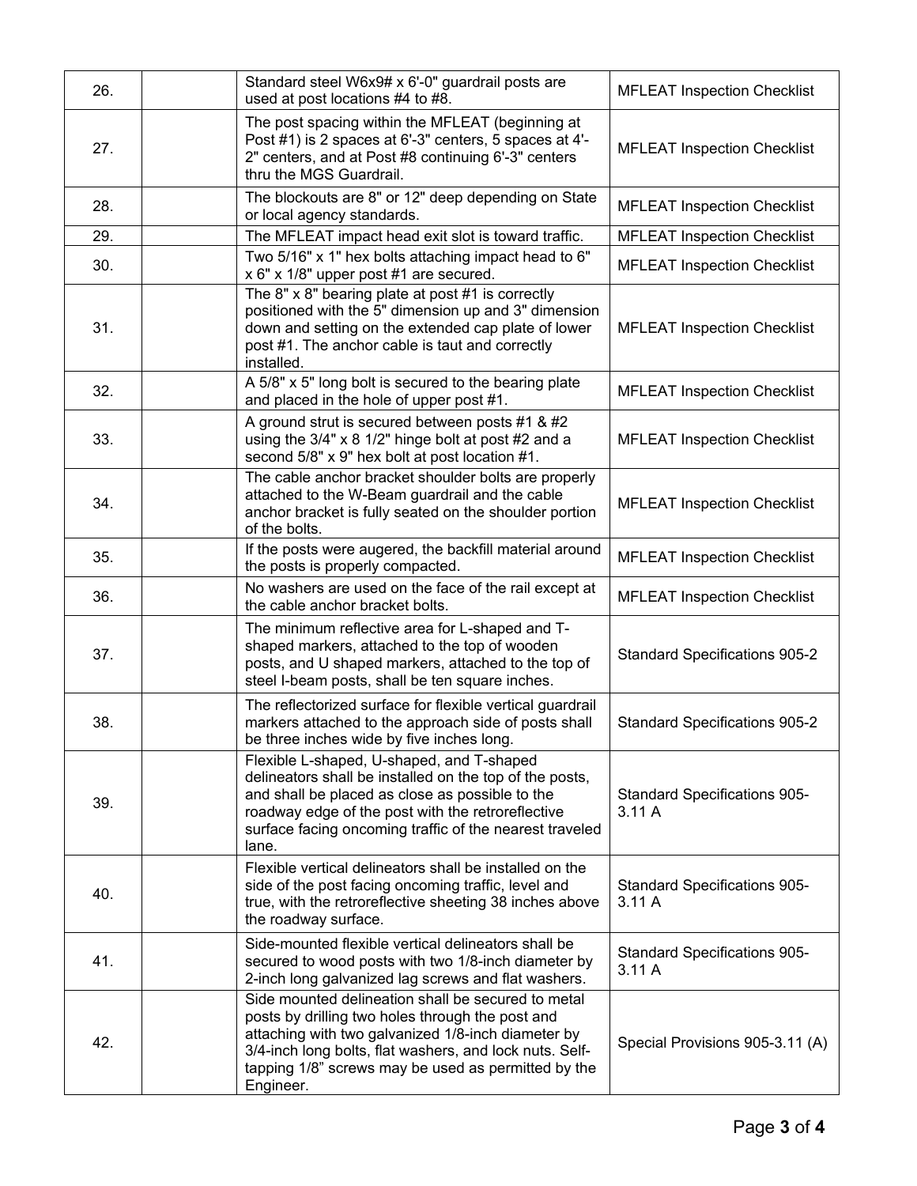| | | | |
|---|---|---|---|
| 26. | | Standard steel W6x9# x 6'-0" guardrail posts are used at post locations #4 to #8. | MFLEAT Inspection Checklist |
| 27. | | The post spacing within the MFLEAT (beginning at Post #1) is 2 spaces at 6'-3" centers, 5 spaces at 4'-2" centers, and at Post #8 continuing 6'-3" centers thru the MGS Guardrail. | MFLEAT Inspection Checklist |
| 28. | | The blockouts are 8" or 12" deep depending on State or local agency standards. | MFLEAT Inspection Checklist |
| 29. | | The MFLEAT impact head exit slot is toward traffic. | MFLEAT Inspection Checklist |
| 30. | | Two 5/16" x 1" hex bolts attaching impact head to 6" x 6" x 1/8" upper post #1 are secured. | MFLEAT Inspection Checklist |
| 31. | | The 8" x 8" bearing plate at post #1 is correctly positioned with the 5" dimension up and 3" dimension down and setting on the extended cap plate of lower post #1. The anchor cable is taut and correctly installed. | MFLEAT Inspection Checklist |
| 32. | | A 5/8" x 5" long bolt is secured to the bearing plate and placed in the hole of upper post #1. | MFLEAT Inspection Checklist |
| 33. | | A ground strut is secured between posts #1 & #2 using the 3/4" x 8 1/2" hinge bolt at post #2 and a second 5/8" x 9" hex bolt at post location #1. | MFLEAT Inspection Checklist |
| 34. | | The cable anchor bracket shoulder bolts are properly attached to the W-Beam guardrail and the cable anchor bracket is fully seated on the shoulder portion of the bolts. | MFLEAT Inspection Checklist |
| 35. | | If the posts were augered, the backfill material around the posts is properly compacted. | MFLEAT Inspection Checklist |
| 36. | | No washers are used on the face of the rail except at the cable anchor bracket bolts. | MFLEAT Inspection Checklist |
| 37. | | The minimum reflective area for L-shaped and T-shaped markers, attached to the top of wooden posts, and U shaped markers, attached to the top of steel I-beam posts, shall be ten square inches. | Standard Specifications 905-2 |
| 38. | | The reflectorized surface for flexible vertical guardrail markers attached to the approach side of posts shall be three inches wide by five inches long. | Standard Specifications 905-2 |
| 39. | | Flexible L-shaped, U-shaped, and T-shaped delineators shall be installed on the top of the posts, and shall be placed as close as possible to the roadway edge of the post with the retroreflective surface facing oncoming traffic of the nearest traveled lane. | Standard Specifications 905-3.11 A |
| 40. | | Flexible vertical delineators shall be installed on the side of the post facing oncoming traffic, level and true, with the retroreflective sheeting 38 inches above the roadway surface. | Standard Specifications 905-3.11 A |
| 41. | | Side-mounted flexible vertical delineators shall be secured to wood posts with two 1/8-inch diameter by 2-inch long galvanized lag screws and flat washers. | Standard Specifications 905-3.11 A |
| 42. | | Side mounted delineation shall be secured to metal posts by drilling two holes through the post and attaching with two galvanized 1/8-inch diameter by 3/4-inch long bolts, flat washers, and lock nuts. Self-tapping 1/8" screws may be used as permitted by the Engineer. | Special Provisions 905-3.11 (A) |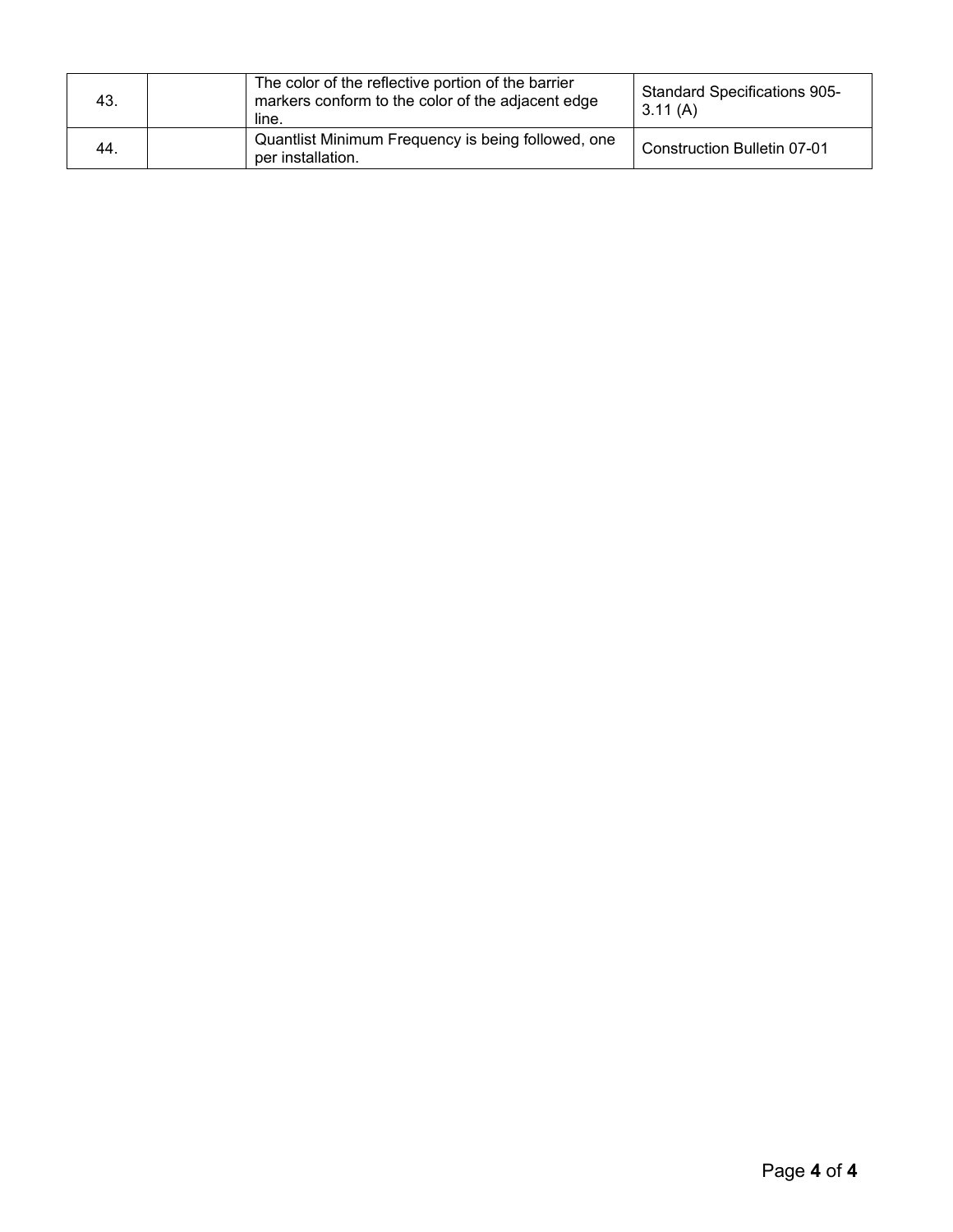| | | | |
|---|---|---|---|
| 43. | | The color of the reflective portion of the barrier markers conform to the color of the adjacent edge line. | Standard Specifications 905-3.11 (A) |
| 44. | | Quantlist Minimum Frequency is being followed, one per installation. | Construction Bulletin 07-01 |